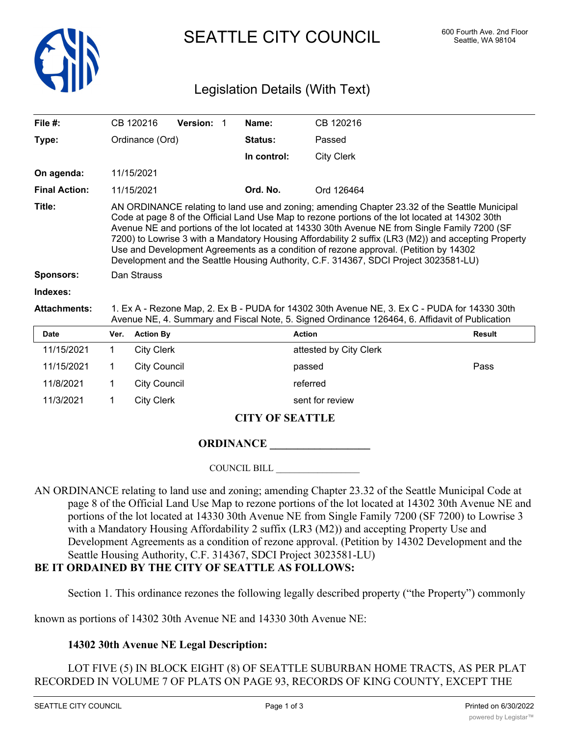# SEATTLE CITY COUNCIL

600 Fourth Ave. 2nd Floor
Seattle, WA 98104

## Legislation Details (With Text)

| | | | |
|---|---|---|---|
| **File #:** | CB 120216 **Version:** 1 | **Name:** | CB 120216 |
| **Type:** | Ordinance (Ord) | **Status:** | Passed |
| | | **In control:** | City Clerk |
| **On agenda:** | 11/15/2021 | | |
| **Final Action:** | 11/15/2021 | **Ord. No.** | Ord 126464 |

**Title:** AN ORDINANCE relating to land use and zoning; amending Chapter 23.32 of the Seattle Municipal Code at page 8 of the Official Land Use Map to rezone portions of the lot located at 14302 30th Avenue NE and portions of the lot located at 14330 30th Avenue NE from Single Family 7200 (SF 7200) to Lowrise 3 with a Mandatory Housing Affordability 2 suffix (LR3 (M2)) and accepting Property Use and Development Agreements as a condition of rezone approval. (Petition by 14302 Development and the Seattle Housing Authority, C.F. 314367, SDCI Project 3023581-LU)

**Sponsors:** Dan Strauss

**Indexes:**

**Attachments:** 1. Ex A - Rezone Map, 2. Ex B - PUDA for 14302 30th Avenue NE, 3. Ex C - PUDA for 14330 30th Avenue NE, 4. Summary and Fiscal Note, 5. Signed Ordinance 126464, 6. Affidavit of Publication

| Date | Ver. | Action By | Action | Result |
|---|---|---|---|---|
| 11/15/2021 | 1 | City Clerk | attested by City Clerk | |
| 11/15/2021 | 1 | City Council | passed | Pass |
| 11/8/2021 | 1 | City Council | referred | |
| 11/3/2021 | 1 | City Clerk | sent for review | |

**CITY OF SEATTLE**

**ORDINANCE \_\_\_\_\_\_\_\_\_\_\_\_\_\_\_\_\_\_**

COUNCIL BILL \_\_\_\_\_\_\_\_\_\_\_\_\_\_\_\_\_\_

AN ORDINANCE relating to land use and zoning; amending Chapter 23.32 of the Seattle Municipal Code at page 8 of the Official Land Use Map to rezone portions of the lot located at 14302 30th Avenue NE and portions of the lot located at 14330 30th Avenue NE from Single Family 7200 (SF 7200) to Lowrise 3 with a Mandatory Housing Affordability 2 suffix (LR3 (M2)) and accepting Property Use and Development Agreements as a condition of rezone approval. (Petition by 14302 Development and the Seattle Housing Authority, C.F. 314367, SDCI Project 3023581-LU)

**BE IT ORDAINED BY THE CITY OF SEATTLE AS FOLLOWS:**

Section 1. This ordinance rezones the following legally described property ("the Property") commonly known as portions of 14302 30th Avenue NE and 14330 30th Avenue NE:

**14302 30th Avenue NE Legal Description:**

LOT FIVE (5) IN BLOCK EIGHT (8) OF SEATTLE SUBURBAN HOME TRACTS, AS PER PLAT RECORDED IN VOLUME 7 OF PLATS ON PAGE 93, RECORDS OF KING COUNTY, EXCEPT THE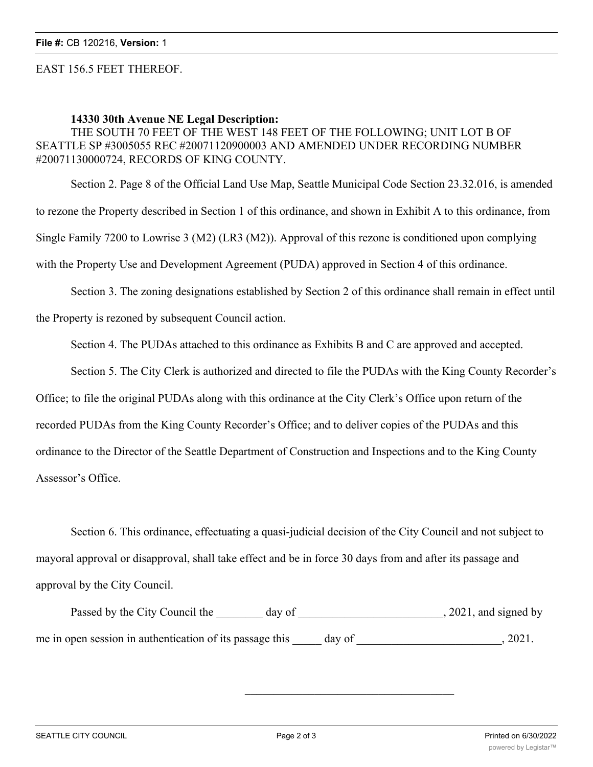EAST 156.5 FEET THEREOF.

**14330 30th Avenue NE Legal Description:**
THE SOUTH 70 FEET OF THE WEST 148 FEET OF THE FOLLOWING; UNIT LOT B OF SEATTLE SP #3005055 REC #20071120900003 AND AMENDED UNDER RECORDING NUMBER #20071130000724, RECORDS OF KING COUNTY.

Section 2. Page 8 of the Official Land Use Map, Seattle Municipal Code Section 23.32.016, is amended to rezone the Property described in Section 1 of this ordinance, and shown in Exhibit A to this ordinance, from Single Family 7200 to Lowrise 3 (M2) (LR3 (M2)). Approval of this rezone is conditioned upon complying with the Property Use and Development Agreement (PUDA) approved in Section 4 of this ordinance.

Section 3. The zoning designations established by Section 2 of this ordinance shall remain in effect until the Property is rezoned by subsequent Council action.

Section 4. The PUDAs attached to this ordinance as Exhibits B and C are approved and accepted.

Section 5. The City Clerk is authorized and directed to file the PUDAs with the King County Recorder's Office; to file the original PUDAs along with this ordinance at the City Clerk's Office upon return of the recorded PUDAs from the King County Recorder's Office; and to deliver copies of the PUDAs and this ordinance to the Director of the Seattle Department of Construction and Inspections and to the King County Assessor's Office.

Section 6. This ordinance, effectuating a quasi-judicial decision of the City Council and not subject to mayoral approval or disapproval, shall take effect and be in force 30 days from and after its passage and approval by the City Council.

Passed by the City Council the ________ day of _________________________, 2021, and signed by me in open session in authentication of its passage this _____ day of _________________________, 2021.

_____________________________________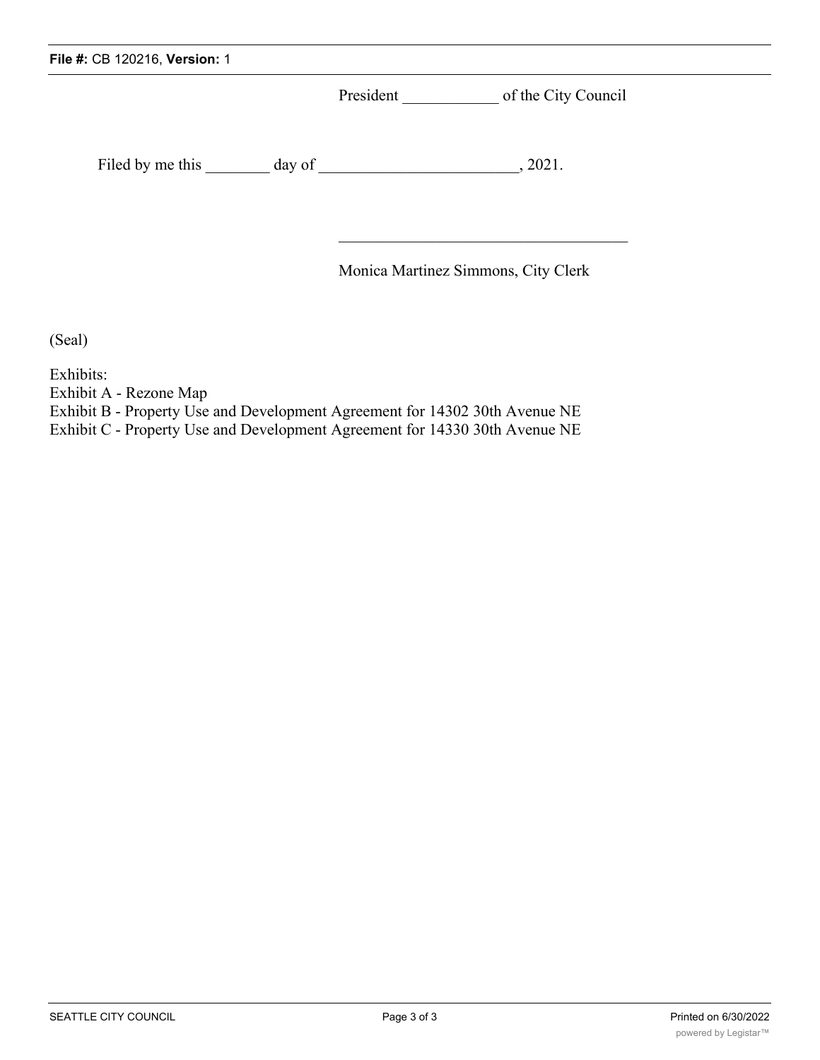President ____________ of the City Council

Filed by me this ________ day of _________________________, 2021.

____________________________________

Monica Martinez Simmons, City Clerk

(Seal)

Exhibits:
Exhibit A - Rezone Map
Exhibit B - Property Use and Development Agreement for 14302 30th Avenue NE
Exhibit C - Property Use and Development Agreement for 14330 30th Avenue NE